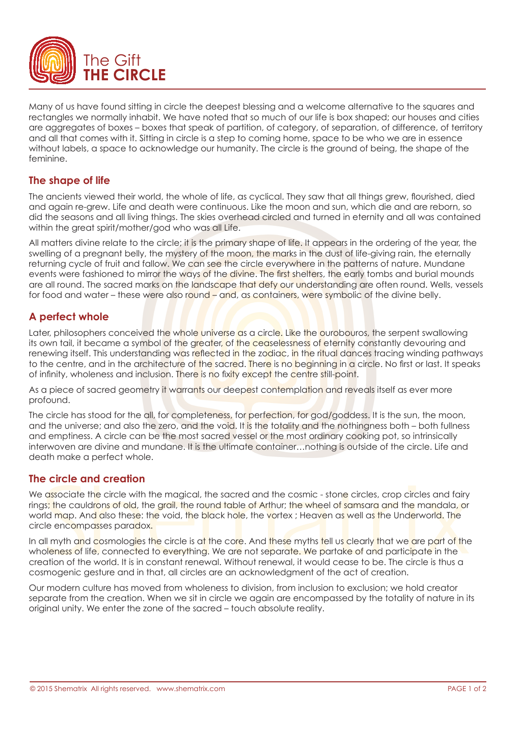# The Gift
# THE CIRCLE

Many of us have found sitting in circle the deepest blessing and a welcome alternative to the squares and rectangles we normally inhabit. We have noted that so much of our life is box shaped; our houses and cities are aggregates of boxes – boxes that speak of partition, of category, of separation, of difference, of territory and all that comes with it. Sitting in circle is a step to coming home, space to be who we are in essence without labels, a space to acknowledge our humanity. The circle is the ground of being, the shape of the feminine.

## The shape of life

The ancients viewed their world, the whole of life, as cyclical. They saw that all things grew, flourished, died and again re-grew. Life and death were continuous. Like the moon and sun, which die and are reborn, so did the seasons and all living things. The skies overhead circled and turned in eternity and all was contained within the great spirit/mother/god who was all Life.

All matters divine relate to the circle; it is the primary shape of life. It appears in the ordering of the year, the swelling of a pregnant belly, the mystery of the moon, the marks in the dust of life-giving rain, the eternally returning cycle of fruit and fallow. We can see the circle everywhere in the patterns of nature. Mundane events were fashioned to mirror the ways of the divine. The first shelters, the early tombs and burial mounds are all round. The sacred marks on the landscape that defy our understanding are often round. Wells, vessels for food and water – these were also round – and, as containers, were symbolic of the divine belly.

## A perfect whole

Later, philosophers conceived the whole universe as a circle. Like the ourobouros, the serpent swallowing its own tail, it became a symbol of the greater, of the ceaselessness of eternity constantly devouring and renewing itself. This understanding was reflected in the zodiac, in the ritual dances tracing winding pathways to the centre, and in the architecture of the sacred. There is no beginning in a circle. No first or last. It speaks of infinity, wholeness and inclusion. There is no fixity except the centre still-point.

As a piece of sacred geometry it warrants our deepest contemplation and reveals itself as ever more profound.

The circle has stood for the all, for completeness, for perfection, for god/goddess. It is the sun, the moon, and the universe; and also the zero, and the void. It is the totality and the nothingness both – both fullness and emptiness. A circle can be the most sacred vessel or the most ordinary cooking pot, so intrinsically interwoven are divine and mundane. It is the ultimate container…nothing is outside of the circle. Life and death make a perfect whole.

## The circle and creation

We associate the circle with the magical, the sacred and the cosmic - stone circles, crop circles and fairy rings; the cauldrons of old, the grail, the round table of Arthur; the wheel of samsara and the mandala, or world map. And also these: the void, the black hole, the vortex ; Heaven as well as the Underworld. The circle encompasses paradox.

In all myth and cosmologies the circle is at the core. And these myths tell us clearly that we are part of the wholeness of life, connected to everything. We are not separate. We partake of and participate in the creation of the world. It is in constant renewal. Without renewal, it would cease to be. The circle is thus a cosmogenic gesture and in that, all circles are an acknowledgment of the act of creation.

Our modern culture has moved from wholeness to division, from inclusion to exclusion; we hold creator separate from the creation. When we sit in circle we again are encompassed by the totality of nature in its original unity. We enter the zone of the sacred – touch absolute reality.

© 2015 Shematrix All rights reserved. www.shematrix.com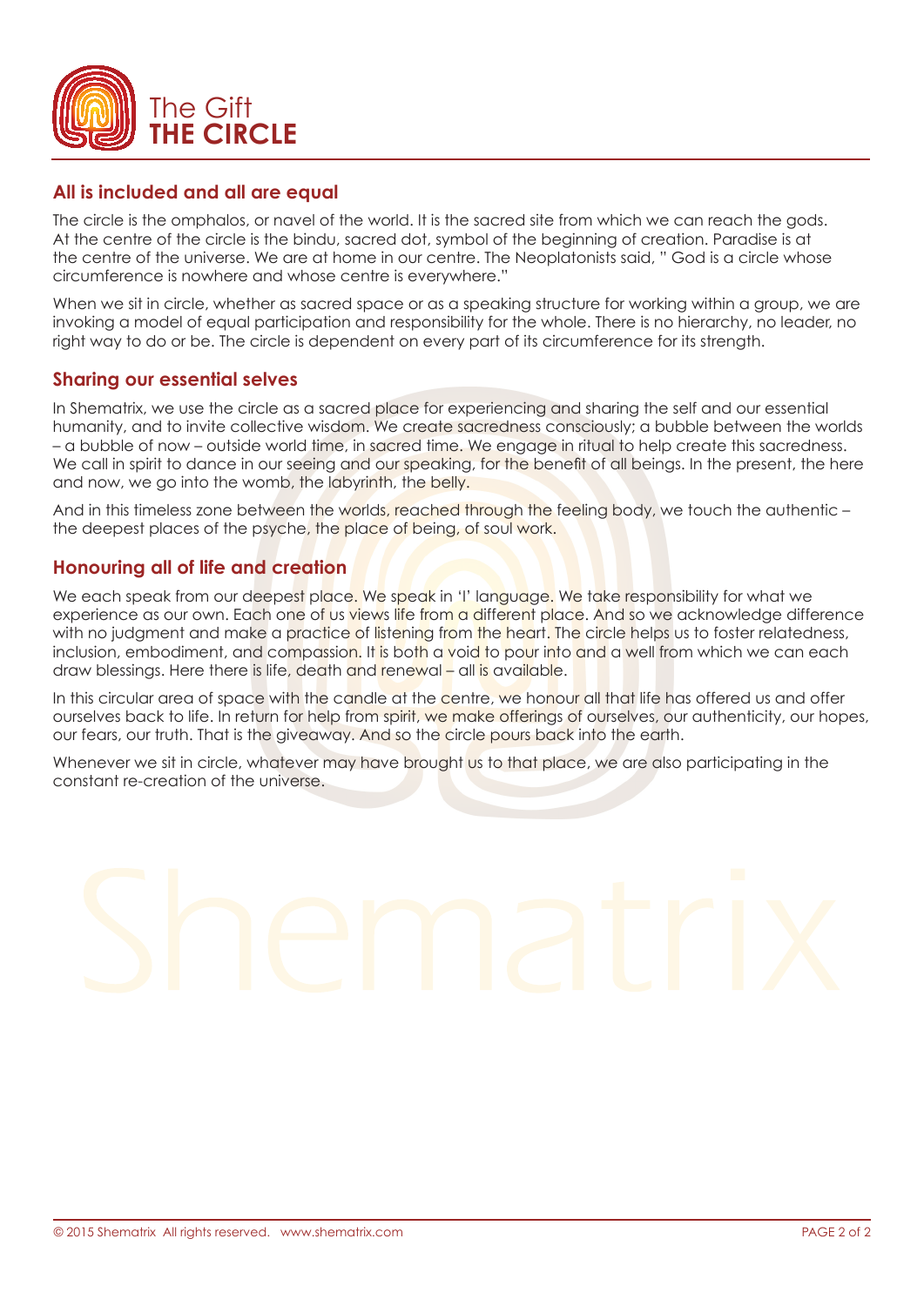The Gift
**THE CIRCLE**

## All is included and all are equal

The circle is the omphalos, or navel of the world. It is the sacred site from which we can reach the gods. At the centre of the circle is the bindu, sacred dot, symbol of the beginning of creation. Paradise is at the centre of the universe. We are at home in our centre. The Neoplatonists said, " God is a circle whose circumference is nowhere and whose centre is everywhere."

When we sit in circle, whether as sacred space or as a speaking structure for working within a group, we are invoking a model of equal participation and responsibility for the whole. There is no hierarchy, no leader, no right way to do or be. The circle is dependent on every part of its circumference for its strength.

## Sharing our essential selves

In Shematrix, we use the circle as a sacred place for experiencing and sharing the self and our essential humanity, and to invite collective wisdom. We create sacredness consciously; a bubble between the worlds – a bubble of now – outside world time, in sacred time. We engage in ritual to help create this sacredness. We call in spirit to dance in our seeing and our speaking, for the benefit of all beings. In the present, the here and now, we go into the womb, the labyrinth, the belly.

And in this timeless zone between the worlds, reached through the feeling body, we touch the authentic – the deepest places of the psyche, the place of being, of soul work.

## Honouring all of life and creation

We each speak from our deepest place. We speak in 'I' language. We take responsibility for what we experience as our own. Each one of us views life from a different place. And so we acknowledge difference with no judgment and make a practice of listening from the heart. The circle helps us to foster relatedness, inclusion, embodiment, and compassion. It is both a void to pour into and a well from which we can each draw blessings. Here there is life, death and renewal – all is available.

In this circular area of space with the candle at the centre, we honour all that life has offered us and offer ourselves back to life. In return for help from spirit, we make offerings of ourselves, our authenticity, our hopes, our fears, our truth. That is the giveaway. And so the circle pours back into the earth.

Whenever we sit in circle, whatever may have brought us to that place, we are also participating in the constant re-creation of the universe.

© 2015 Shematrix All rights reserved. www.shematrix.com